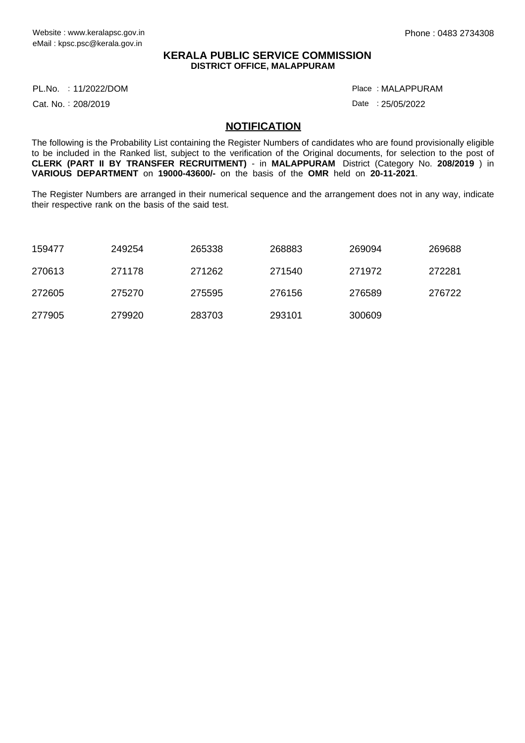Website : www.keralapsc.gov.in
eMail : kpsc.psc@kerala.gov.in

Phone : 0483 2734308

**KERALA PUBLIC SERVICE COMMISSION**
**DISTRICT OFFICE, MALAPPURAM**

PL.No. : 11/2022/DOM

Place : MALAPPURAM

Cat. No. : 208/2019

Date : 25/05/2022

## NOTIFICATION

The following is the Probability List containing the Register Numbers of candidates who are found provisionally eligible to be included in the Ranked list, subject to the verification of the Original documents, for selection to the post of **CLERK (PART II BY TRANSFER RECRUITMENT)** - in **MALAPPURAM** District (Category No. **208/2019** ) in **VARIOUS DEPARTMENT** on **19000-43600/-** on the basis of the **OMR** held on **20-11-2021**.

The Register Numbers are arranged in their numerical sequence and the arrangement does not in any way, indicate their respective rank on the basis of the said test.

| | | | | | |
|---|---|---|---|---|---|
| 159477 | 249254 | 265338 | 268883 | 269094 | 269688 |
| 270613 | 271178 | 271262 | 271540 | 271972 | 272281 |
| 272605 | 275270 | 275595 | 276156 | 276589 | 276722 |
| 277905 | 279920 | 283703 | 293101 | 300609 | |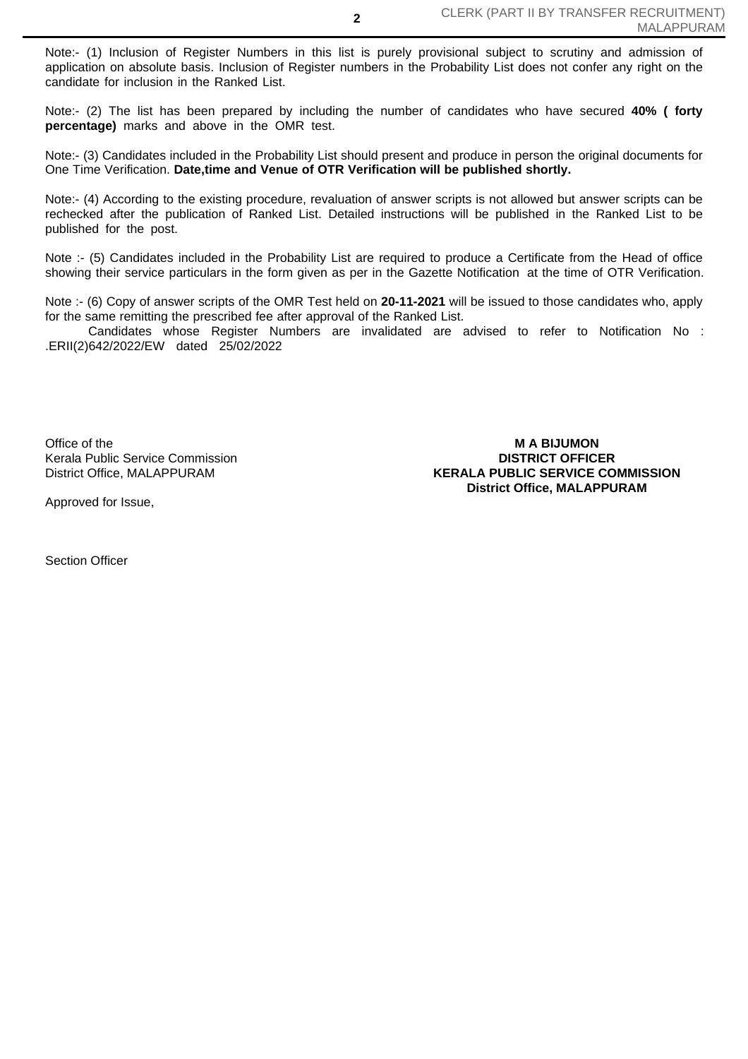Note:- (1) Inclusion of Register Numbers in this list is purely provisional subject to scrutiny and admission of application on absolute basis. Inclusion of Register numbers in the Probability List does not confer any right on the candidate for inclusion in the Ranked List.

Note:- (2) The list has been prepared by including the number of candidates who have secured **40% ( forty percentage)** marks and above in the OMR test.

Note:- (3) Candidates included in the Probability List should present and produce in person the original documents for One Time Verification. **Date,time and Venue of OTR Verification will be published shortly.**

Note:- (4) According to the existing procedure, revaluation of answer scripts is not allowed but answer scripts can be rechecked after the publication of Ranked List. Detailed instructions will be published in the Ranked List to be published for the post.

Note :- (5) Candidates included in the Probability List are required to produce a Certificate from the Head of office showing their service particulars in the form given as per in the Gazette Notification at the time of OTR Verification.

Note :- (6) Copy of answer scripts of the OMR Test held on **20-11-2021** will be issued to those candidates who, apply for the same remitting the prescribed fee after approval of the Ranked List.

Candidates whose Register Numbers are invalidated are advised to refer to Notification No : .ERII(2)642/2022/EW dated 25/02/2022

Office of the
Kerala Public Service Commission
District Office, MALAPPURAM

**M A BIJUMON**
**DISTRICT OFFICER**
**KERALA PUBLIC SERVICE COMMISSION**
**District Office, MALAPPURAM**

Approved for Issue,

Section Officer